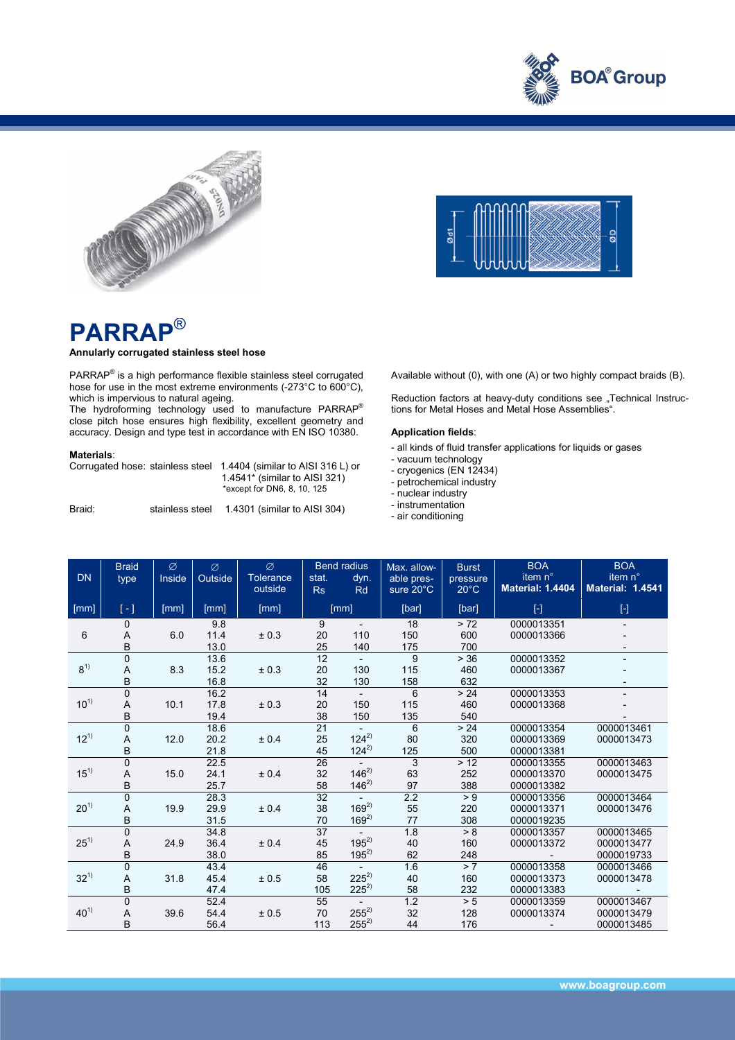# PARRAP®

**Annularly corrugated stainless steel hose**

PARRAP® is a high performance flexible stainless steel corrugated hose for use in the most extreme environments (-273°C to 600°C), which is impervious to natural ageing.
The hydroforming technology used to manufacture PARRAP® close pitch hose ensures high flexibility, excellent geometry and accuracy. Design and type test in accordance with EN ISO 10380.

**Materials**:

Corrugated hose: stainless steel 1.4404 (similar to AISI 316 L) or 1.4541* (similar to AISI 321)
*except for DN6, 8, 10, 125

Braid: stainless steel 1.4301 (similar to AISI 304)

Available without (0), with one (A) or two highly compact braids (B).

Reduction factors at heavy-duty conditions see „Technical Instructions for Metal Hoses and Metal Hose Assemblies“.

**Application fields**:

- all kinds of fluid transfer applications for liquids or gases
- vacuum technology
- cryogenics (EN 12434)
- petrochemical industry
- nuclear industry
- instrumentation
- air conditioning

| DN | Braid type | ∅ Inside | ∅ Outside | ∅ Tolerance outside | Bend radius stat. Rs | Bend radius dyn. Rd | Max. allowable pressure 20°C | Burst pressure 20°C | BOA item n° Material: 1.4404 | BOA item n° Material: 1.4541 |
|---|---|---|---|---|---|---|---|---|---|---|
| [mm] | [ - ] | [mm] | [mm] | [mm] | [mm] | | [bar] | [bar] | [-] | [-] |
| 6 | 0 | 6.0 | 9.8 | ± 0.3 | 9 | - | 18 | > 72 | 0000013351 | - |
| | A | | 11.4 | | 20 | 110 | 150 | 600 | 0000013366 | - |
| | B | | 13.0 | | 25 | 140 | 175 | 700 | | - |
| 8[1] | 0 | 8.3 | 13.6 | ± 0.3 | 12 | - | 9 | > 36 | 0000013352 | - |
| | A | | 15.2 | | 20 | 130 | 115 | 460 | 0000013367 | - |
| | B | | 16.8 | | 32 | 130 | 158 | 632 | | - |
| 10[1] | 0 | 10.1 | 16.2 | ± 0.3 | 14 | - | 6 | > 24 | 0000013353 | - |
| | A | | 17.8 | | 20 | 150 | 115 | 460 | 0000013368 | - |
| | B | | 19.4 | | 38 | 150 | 135 | 540 | | - |
| 12[1] | 0 | 12.0 | 18.6 | ± 0.4 | 21 | - | 6 | > 24 | 0000013354 | 0000013461 |
| | A | | 20.2 | | 25 | 124[2] | 80 | 320 | 0000013369 | 0000013473 |
| | B | | 21.8 | | 45 | 124[2] | 125 | 500 | 0000013381 | |
| 15[1] | 0 | 15.0 | 22.5 | ± 0.4 | 26 | - | 3 | > 12 | 0000013355 | 0000013463 |
| | A | | 24.1 | | 32 | 146[2] | 63 | 252 | 0000013370 | 0000013475 |
| | B | | 25.7 | | 58 | 146[2] | 97 | 388 | 0000013382 | |
| 20[1] | 0 | 19.9 | 28.3 | ± 0.4 | 32 | - | 2.2 | > 9 | 0000013356 | 0000013464 |
| | A | | 29.9 | | 38 | 169[2] | 55 | 220 | 0000013371 | 0000013476 |
| | B | | 31.5 | | 70 | 169[2] | 77 | 308 | 0000019235 | |
| 25[1] | 0 | 24.9 | 34.8 | ± 0.4 | 37 | - | 1.8 | > 8 | 0000013357 | 0000013465 |
| | A | | 36.4 | | 45 | 195[2] | 40 | 160 | 0000013372 | 0000013477 |
| | B | | 38.0 | | 85 | 195[2] | 62 | 248 | - | 0000019733 |
| 32[1] | 0 | 31.8 | 43.4 | ± 0.5 | 46 | - | 1.6 | > 7 | 0000013358 | 0000013466 |
| | A | | 45.4 | | 58 | 225[2] | 40 | 160 | 0000013373 | 0000013478 |
| | B | | 47.4 | | 105 | 225[2] | 58 | 232 | 0000013383 | - |
| 40[1] | 0 | 39.6 | 52.4 | ± 0.5 | 55 | - | 1.2 | > 5 | 0000013359 | 0000013467 |
| | A | | 54.4 | | 70 | 255[2] | 32 | 128 | 0000013374 | 0000013479 |
| | B | | 56.4 | | 113 | 255[2] | 44 | 176 | - | 0000013485 |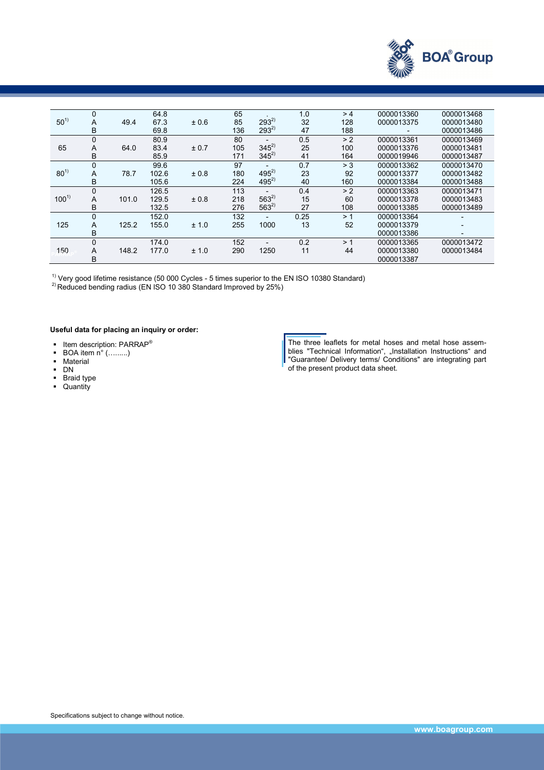| | | | | | | | | | | |
|---|---|---|---|---|---|---|---|---|---|---|
| 50[1] | 0 | 49.4 | 64.8 | ± 0.6 | 65 | . | 1.0 | > 4 | 0000013360 | 0000013468 |
| | A | | 67.3 | | 85 | 293[2] | 32 | 128 | 0000013375 | 0000013480 |
| | B | | 69.8 | | 136 | 293[2] | 47 | 188 | - | 0000013486 |
| 65 | 0 | 64.0 | 80.9 | ± 0.7 | 80 | - | 0.5 | > 2 | 0000013361 | 0000013469 |
| | A | | 83.4 | | 105 | 345[2] | 25 | 100 | 0000013376 | 0000013481 |
| | B | | 85.9 | | 171 | 345[2] | 41 | 164 | 0000019946 | 0000013487 |
| 80[1] | 0 | 78.7 | 99.6 | ± 0.8 | 97 | - | 0.7 | > 3 | 0000013362 | 0000013470 |
| | A | | 102.6 | | 180 | 495[2] | 23 | 92 | 0000013377 | 0000013482 |
| | B | | 105.6 | | 224 | 495[2] | 40 | 160 | 0000013384 | 0000013488 |
| 100[1] | 0 | 101.0 | 126.5 | ± 0.8 | 113 | - | 0.4 | > 2 | 0000013363 | 0000013471 |
| | A | | 129.5 | | 218 | 563[2] | 15 | 60 | 0000013378 | 0000013483 |
| | B | | 132.5 | | 276 | 563[2] | 27 | 108 | 0000013385 | 0000013489 |
| 125 | 0 | 125.2 | 152.0 | ± 1.0 | 132 | - | 0.25 | > 1 | 0000013364 | - |
| | A | | 155.0 | | 255 | 1000 | 13 | 52 | 0000013379 | - |
| | B | | | | | | | | 0000013386 | - |
| 150 | 0 | 148.2 | 174.0 | ± 1.0 | 152 | - | 0.2 | > 1 | 0000013365 | 0000013472 |
| | A | | 177.0 | | 290 | 1250 | 11 | 44 | 0000013380 | 0000013484 |
| | B | | | | | | | | 0000013387 | |

[1] Very good lifetime resistance (50 000 Cycles - 5 times superior to the EN ISO 10380 Standard)
[2] Reduced bending radius (EN ISO 10 380 Standard Improved by 25%)

**Useful data for placing an inquiry or order:**

- Item description: PARRAP®
- BOA item n° (.........)
- Material
- DN
- Braid type
- Quantity

The three leaflets for metal hoses and metal hose assemblies "Technical Information", „Installation Instructions" and "Guarantee/ Delivery terms/ Conditions" are integrating part of the present product data sheet.

Specifications subject to change without notice.